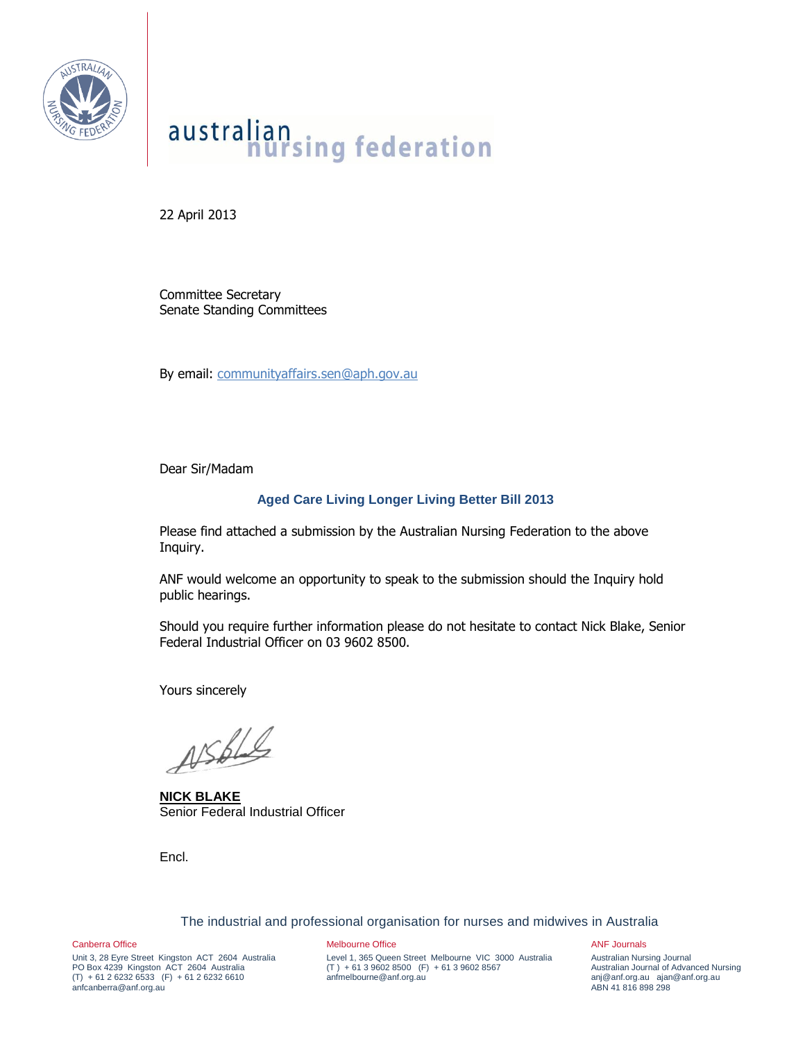australian nursing federation

22 April 2013

Committee Secretary
Senate Standing Committees

By email: communityaffairs.sen@aph.gov.au

Dear Sir/Madam

**Aged Care Living Longer Living Better Bill 2013**

Please find attached a submission by the Australian Nursing Federation to the above Inquiry.

ANF would welcome an opportunity to speak to the submission should the Inquiry hold public hearings.

Should you require further information please do not hesitate to contact Nick Blake, Senior Federal Industrial Officer on 03 9602 8500.

Yours sincerely

**NICK BLAKE**
Senior Federal Industrial Officer

Encl.

The industrial and professional organisation for nurses and midwives in Australia

Canberra Office
Unit 3, 28 Eyre Street Kingston ACT 2604 Australia
PO Box 4239 Kingston ACT 2604 Australia
(T) + 61 2 6232 6533 (F) + 61 2 6232 6610
anfcanberra@anf.org.au

Melbourne Office
Level 1, 365 Queen Street Melbourne VIC 3000 Australia
(T ) + 61 3 9602 8500 (F) + 61 3 9602 8567
anfmelbourne@anf.org.au

ANF Journals
Australian Nursing Journal
Australian Journal of Advanced Nursing
anj@anf.org.au ajan@anf.org.au
ABN 41 816 898 298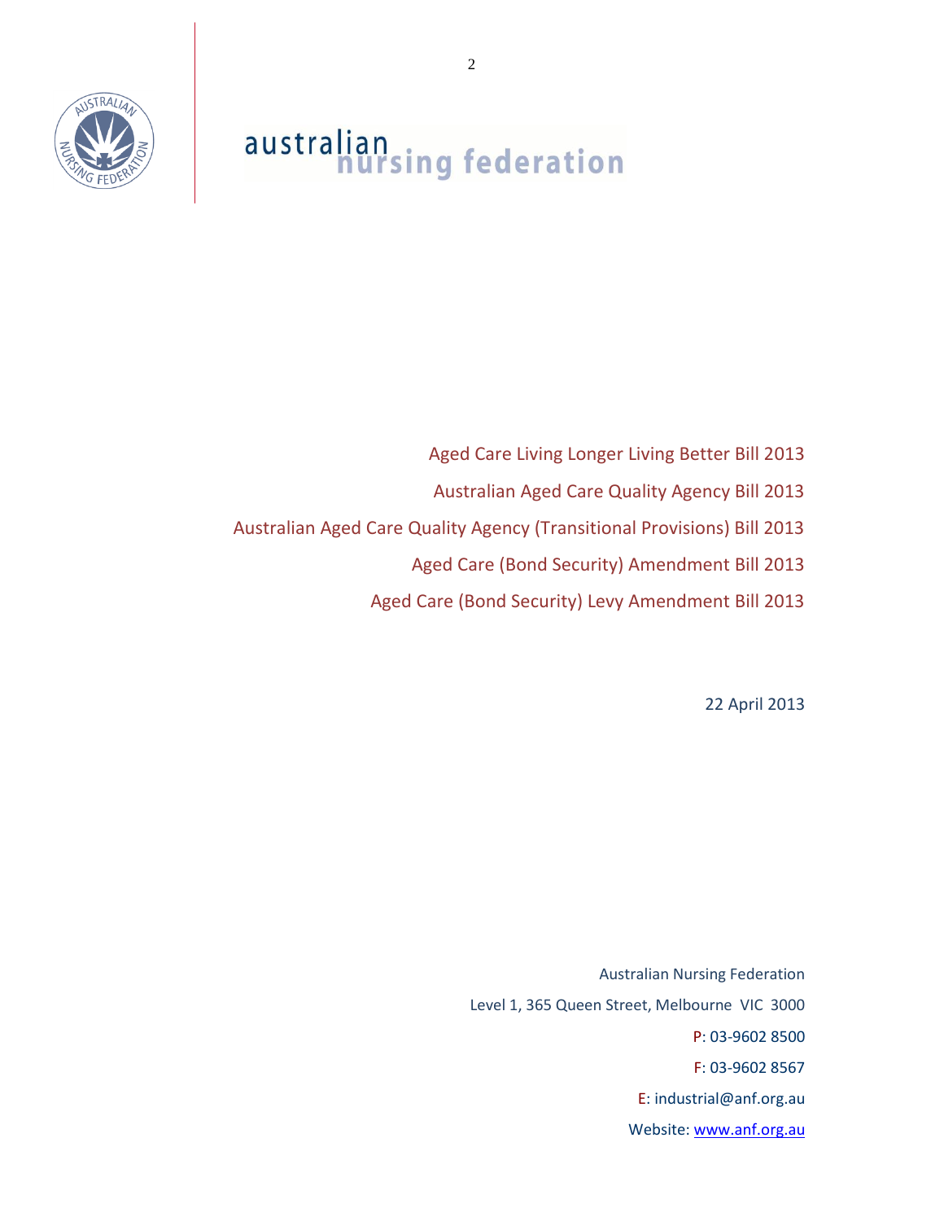australian nursing federation

Aged Care Living Longer Living Better Bill 2013

Australian Aged Care Quality Agency Bill 2013

Australian Aged Care Quality Agency (Transitional Provisions) Bill 2013

Aged Care (Bond Security) Amendment Bill 2013

Aged Care (Bond Security) Levy Amendment Bill 2013

22 April 2013

Australian Nursing Federation

Level 1, 365 Queen Street, Melbourne VIC 3000

P: 03-9602 8500

F: 03-9602 8567

E: industrial@anf.org.au

Website: www.anf.org.au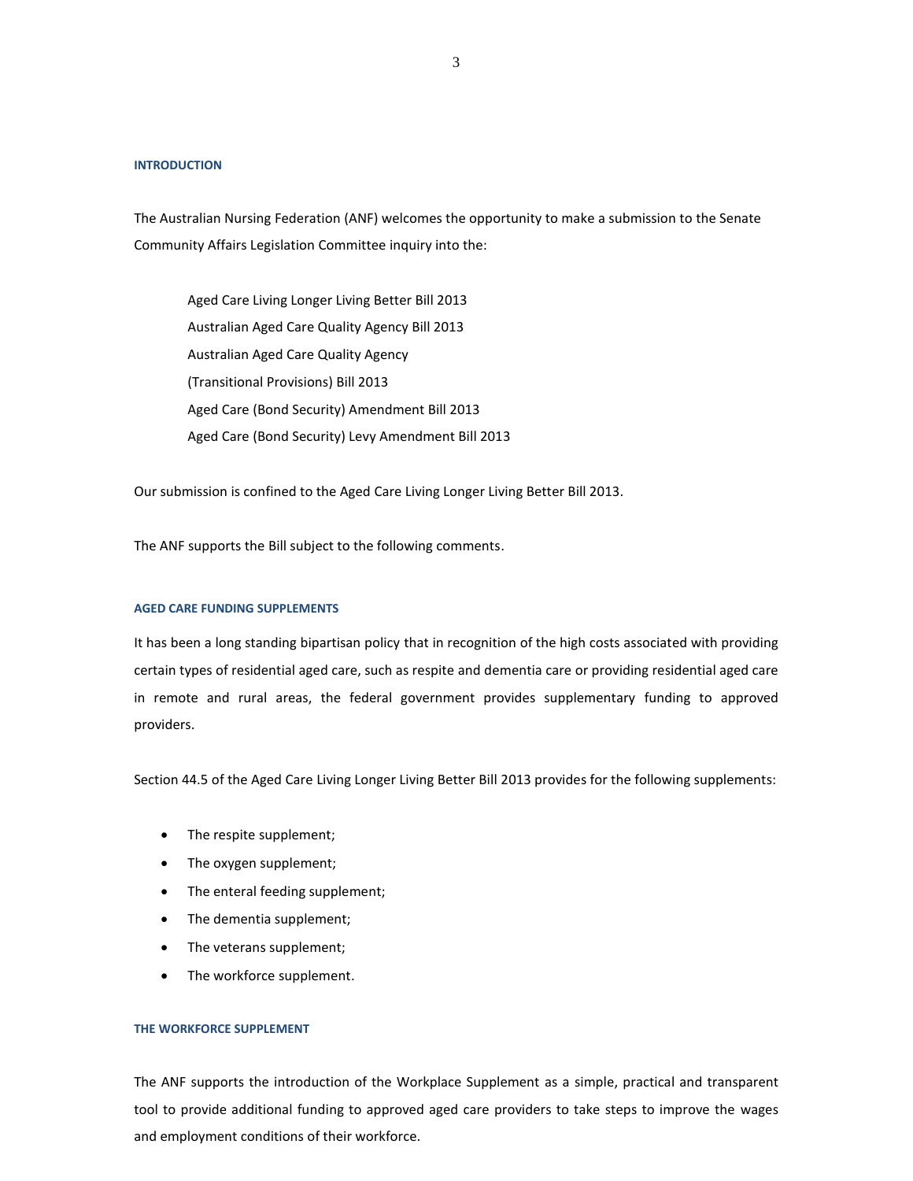## INTRODUCTION

The Australian Nursing Federation (ANF) welcomes the opportunity to make a submission to the Senate Community Affairs Legislation Committee inquiry into the:

> Aged Care Living Longer Living Better Bill 2013
> Australian Aged Care Quality Agency Bill 2013
> Australian Aged Care Quality Agency
> (Transitional Provisions) Bill 2013
> Aged Care (Bond Security) Amendment Bill 2013
> Aged Care (Bond Security) Levy Amendment Bill 2013

Our submission is confined to the Aged Care Living Longer Living Better Bill 2013.

The ANF supports the Bill subject to the following comments.

## AGED CARE FUNDING SUPPLEMENTS

It has been a long standing bipartisan policy that in recognition of the high costs associated with providing certain types of residential aged care, such as respite and dementia care or providing residential aged care in remote and rural areas, the federal government provides supplementary funding to approved providers.

Section 44.5 of the Aged Care Living Longer Living Better Bill 2013 provides for the following supplements:

- The respite supplement;
- The oxygen supplement;
- The enteral feeding supplement;
- The dementia supplement;
- The veterans supplement;
- The workforce supplement.

## THE WORKFORCE SUPPLEMENT

The ANF supports the introduction of the Workplace Supplement as a simple, practical and transparent tool to provide additional funding to approved aged care providers to take steps to improve the wages and employment conditions of their workforce.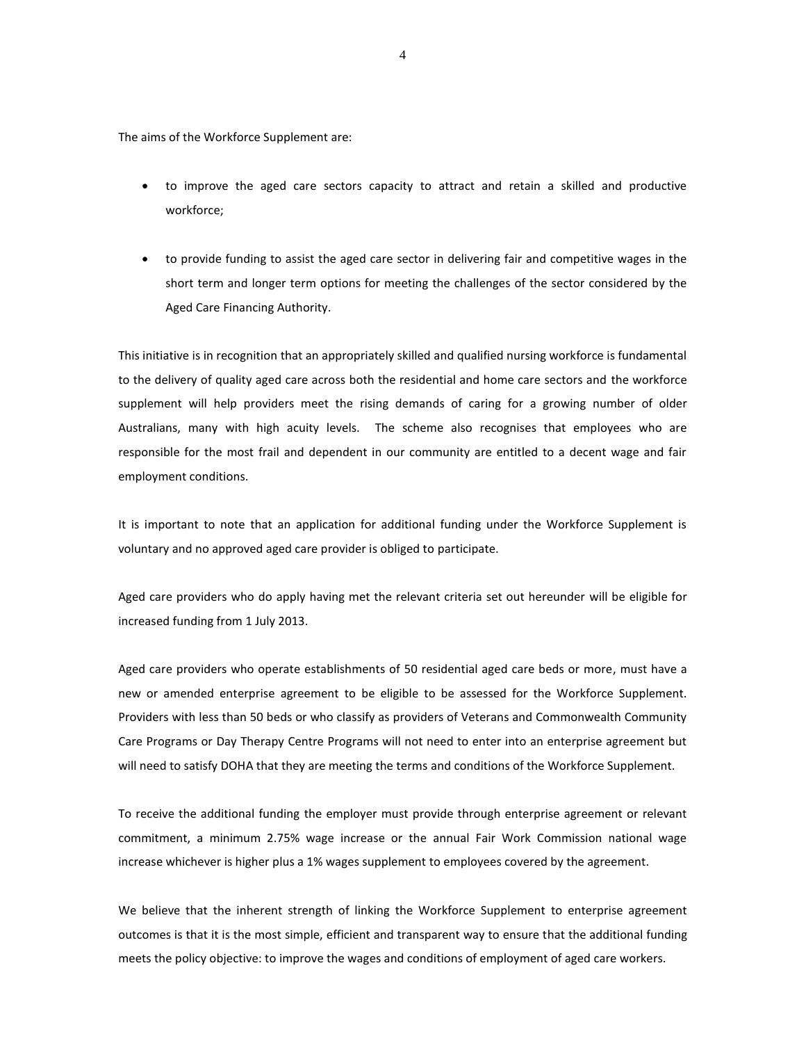The aims of the Workforce Supplement are:

- to improve the aged care sectors capacity to attract and retain a skilled and productive workforce;
- to provide funding to assist the aged care sector in delivering fair and competitive wages in the short term and longer term options for meeting the challenges of the sector considered by the Aged Care Financing Authority.

This initiative is in recognition that an appropriately skilled and qualified nursing workforce is fundamental to the delivery of quality aged care across both the residential and home care sectors and the workforce supplement will help providers meet the rising demands of caring for a growing number of older Australians, many with high acuity levels. The scheme also recognises that employees who are responsible for the most frail and dependent in our community are entitled to a decent wage and fair employment conditions.

It is important to note that an application for additional funding under the Workforce Supplement is voluntary and no approved aged care provider is obliged to participate.

Aged care providers who do apply having met the relevant criteria set out hereunder will be eligible for increased funding from 1 July 2013.

Aged care providers who operate establishments of 50 residential aged care beds or more, must have a new or amended enterprise agreement to be eligible to be assessed for the Workforce Supplement. Providers with less than 50 beds or who classify as providers of Veterans and Commonwealth Community Care Programs or Day Therapy Centre Programs will not need to enter into an enterprise agreement but will need to satisfy DOHA that they are meeting the terms and conditions of the Workforce Supplement.

To receive the additional funding the employer must provide through enterprise agreement or relevant commitment, a minimum 2.75% wage increase or the annual Fair Work Commission national wage increase whichever is higher plus a 1% wages supplement to employees covered by the agreement.

We believe that the inherent strength of linking the Workforce Supplement to enterprise agreement outcomes is that it is the most simple, efficient and transparent way to ensure that the additional funding meets the policy objective: to improve the wages and conditions of employment of aged care workers.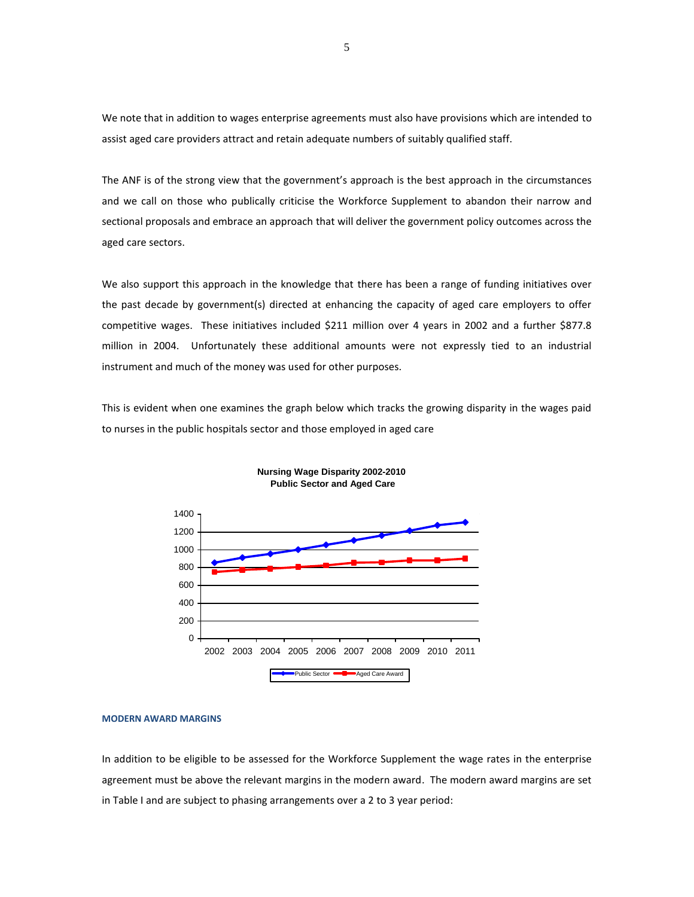We note that in addition to wages enterprise agreements must also have provisions which are intended to assist aged care providers attract and retain adequate numbers of suitably qualified staff.

The ANF is of the strong view that the government's approach is the best approach in the circumstances and we call on those who publically criticise the Workforce Supplement to abandon their narrow and sectional proposals and embrace an approach that will deliver the government policy outcomes across the aged care sectors.

We also support this approach in the knowledge that there has been a range of funding initiatives over the past decade by government(s) directed at enhancing the capacity of aged care employers to offer competitive wages. These initiatives included $211 million over 4 years in 2002 and a further $877.8 million in 2004. Unfortunately these additional amounts were not expressly tied to an industrial instrument and much of the money was used for other purposes.

This is evident when one examines the graph below which tracks the growing disparity in the wages paid to nurses in the public hospitals sector and those employed in aged care

**Nursing Wage Disparity 2002-2010**
**Public Sector and Aged Care**

#### MODERN AWARD MARGINS

In addition to be eligible to be assessed for the Workforce Supplement the wage rates in the enterprise agreement must be above the relevant margins in the modern award. The modern award margins are set in Table I and are subject to phasing arrangements over a 2 to 3 year period: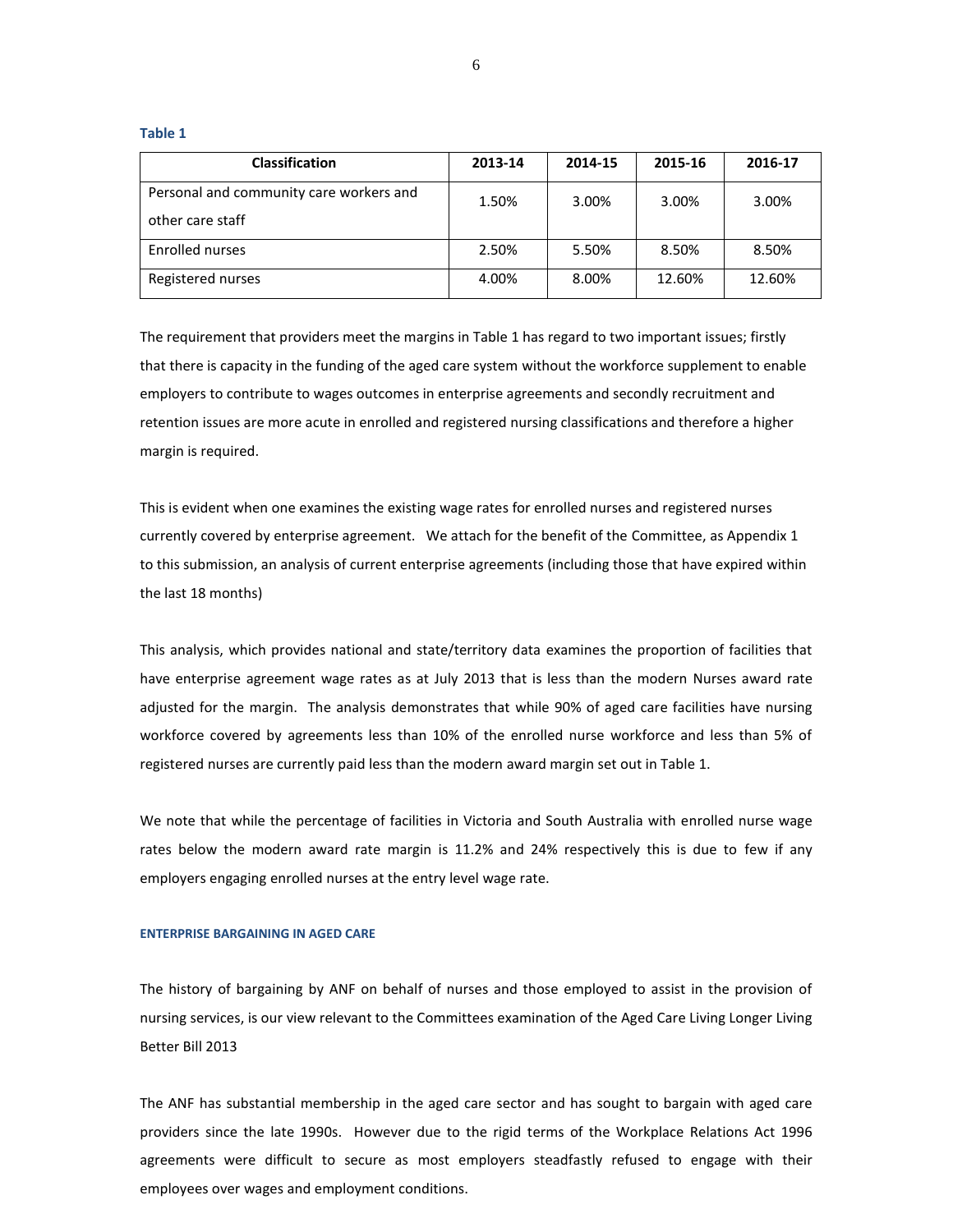**Table 1**

| Classification | 2013-14 | 2014-15 | 2015-16 | 2016-17 |
|---|---|---|---|---|
| Personal and community care workers and other care staff | 1.50% | 3.00% | 3.00% | 3.00% |
| Enrolled nurses | 2.50% | 5.50% | 8.50% | 8.50% |
| Registered nurses | 4.00% | 8.00% | 12.60% | 12.60% |

The requirement that providers meet the margins in Table 1 has regard to two important issues; firstly that there is capacity in the funding of the aged care system without the workforce supplement to enable employers to contribute to wages outcomes in enterprise agreements and secondly recruitment and retention issues are more acute in enrolled and registered nursing classifications and therefore a higher margin is required.

This is evident when one examines the existing wage rates for enrolled nurses and registered nurses currently covered by enterprise agreement. We attach for the benefit of the Committee, as Appendix 1 to this submission, an analysis of current enterprise agreements (including those that have expired within the last 18 months)

This analysis, which provides national and state/territory data examines the proportion of facilities that have enterprise agreement wage rates as at July 2013 that is less than the modern Nurses award rate adjusted for the margin. The analysis demonstrates that while 90% of aged care facilities have nursing workforce covered by agreements less than 10% of the enrolled nurse workforce and less than 5% of registered nurses are currently paid less than the modern award margin set out in Table 1.

We note that while the percentage of facilities in Victoria and South Australia with enrolled nurse wage rates below the modern award rate margin is 11.2% and 24% respectively this is due to few if any employers engaging enrolled nurses at the entry level wage rate.

#### ENTERPRISE BARGAINING IN AGED CARE

The history of bargaining by ANF on behalf of nurses and those employed to assist in the provision of nursing services, is our view relevant to the Committees examination of the Aged Care Living Longer Living Better Bill 2013

The ANF has substantial membership in the aged care sector and has sought to bargain with aged care providers since the late 1990s. However due to the rigid terms of the Workplace Relations Act 1996 agreements were difficult to secure as most employers steadfastly refused to engage with their employees over wages and employment conditions.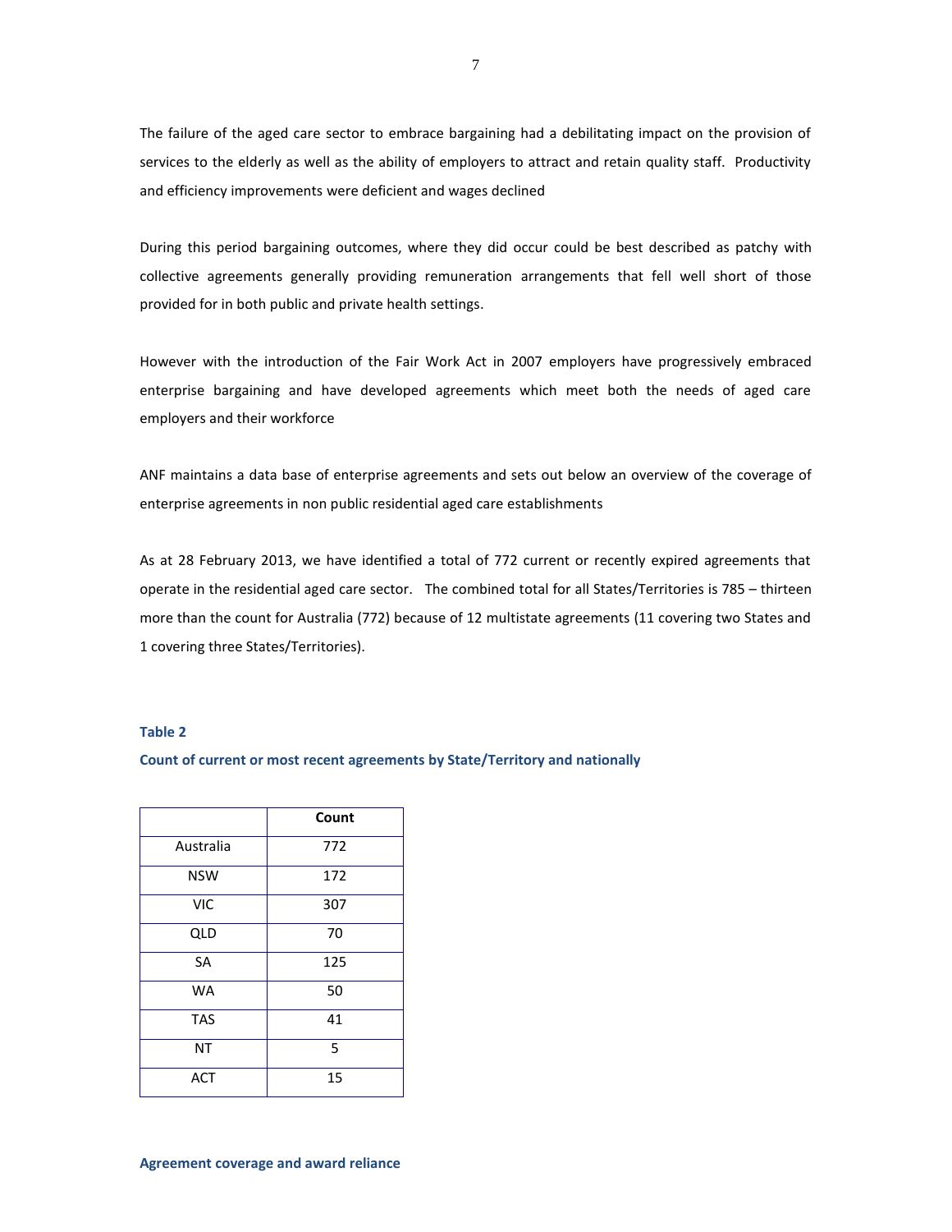The failure of the aged care sector to embrace bargaining had a debilitating impact on the provision of services to the elderly as well as the ability of employers to attract and retain quality staff. Productivity and efficiency improvements were deficient and wages declined

During this period bargaining outcomes, where they did occur could be best described as patchy with collective agreements generally providing remuneration arrangements that fell well short of those provided for in both public and private health settings.

However with the introduction of the Fair Work Act in 2007 employers have progressively embraced enterprise bargaining and have developed agreements which meet both the needs of aged care employers and their workforce

ANF maintains a data base of enterprise agreements and sets out below an overview of the coverage of enterprise agreements in non public residential aged care establishments

As at 28 February 2013, we have identified a total of 772 current or recently expired agreements that operate in the residential aged care sector. The combined total for all States/Territories is 785 – thirteen more than the count for Australia (772) because of 12 multistate agreements (11 covering two States and 1 covering three States/Territories).

**Table 2**

**Count of current or most recent agreements by State/Territory and nationally**

| | Count |
|---|---|
| Australia | 772 |
| NSW | 172 |
| VIC | 307 |
| QLD | 70 |
| SA | 125 |
| WA | 50 |
| TAS | 41 |
| NT | 5 |
| ACT | 15 |

**Agreement coverage and award reliance**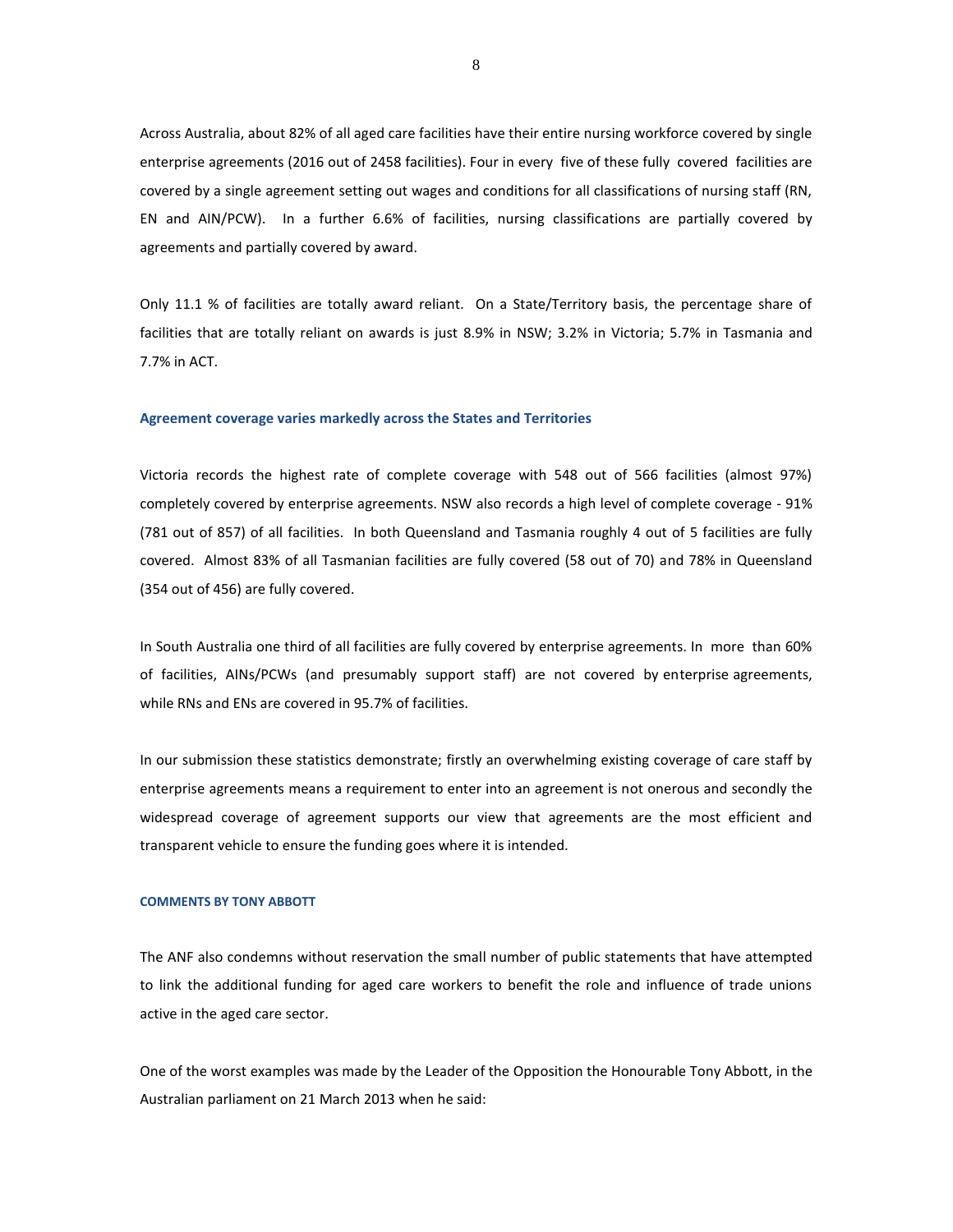Across Australia, about 82% of all aged care facilities have their entire nursing workforce covered by single enterprise agreements (2016 out of 2458 facilities). Four in every five of these fully covered facilities are covered by a single agreement setting out wages and conditions for all classifications of nursing staff (RN, EN and AIN/PCW). In a further 6.6% of facilities, nursing classifications are partially covered by agreements and partially covered by award.

Only 11.1 % of facilities are totally award reliant. On a State/Territory basis, the percentage share of facilities that are totally reliant on awards is just 8.9% in NSW; 3.2% in Victoria; 5.7% in Tasmania and 7.7% in ACT.

### Agreement coverage varies markedly across the States and Territories

Victoria records the highest rate of complete coverage with 548 out of 566 facilities (almost 97%) completely covered by enterprise agreements. NSW also records a high level of complete coverage - 91% (781 out of 857) of all facilities. In both Queensland and Tasmania roughly 4 out of 5 facilities are fully covered. Almost 83% of all Tasmanian facilities are fully covered (58 out of 70) and 78% in Queensland (354 out of 456) are fully covered.

In South Australia one third of all facilities are fully covered by enterprise agreements. In more than 60% of facilities, AINs/PCWs (and presumably support staff) are not covered by enterprise agreements, while RNs and ENs are covered in 95.7% of facilities.

In our submission these statistics demonstrate; firstly an overwhelming existing coverage of care staff by enterprise agreements means a requirement to enter into an agreement is not onerous and secondly the widespread coverage of agreement supports our view that agreements are the most efficient and transparent vehicle to ensure the funding goes where it is intended.

#### COMMENTS BY TONY ABBOTT

The ANF also condemns without reservation the small number of public statements that have attempted to link the additional funding for aged care workers to benefit the role and influence of trade unions active in the aged care sector.

One of the worst examples was made by the Leader of the Opposition the Honourable Tony Abbott, in the Australian parliament on 21 March 2013 when he said: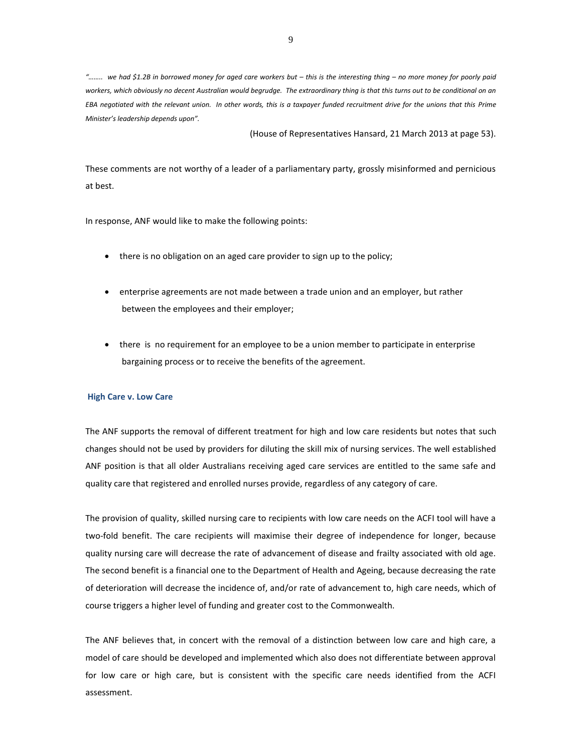*"........ we had $1.2B in borrowed money for aged care workers but – this is the interesting thing – no more money for poorly paid workers, which obviously no decent Australian would begrudge. The extraordinary thing is that this turns out to be conditional on an EBA negotiated with the relevant union. In other words, this is a taxpayer funded recruitment drive for the unions that this Prime Minister's leadership depends upon".*

(House of Representatives Hansard, 21 March 2013 at page 53).

These comments are not worthy of a leader of a parliamentary party, grossly misinformed and pernicious at best.

In response, ANF would like to make the following points:

- there is no obligation on an aged care provider to sign up to the policy;
- enterprise agreements are not made between a trade union and an employer, but rather between the employees and their employer;
- there is no requirement for an employee to be a union member to participate in enterprise bargaining process or to receive the benefits of the agreement.

### High Care v. Low Care

The ANF supports the removal of different treatment for high and low care residents but notes that such changes should not be used by providers for diluting the skill mix of nursing services. The well established ANF position is that all older Australians receiving aged care services are entitled to the same safe and quality care that registered and enrolled nurses provide, regardless of any category of care.

The provision of quality, skilled nursing care to recipients with low care needs on the ACFI tool will have a two-fold benefit. The care recipients will maximise their degree of independence for longer, because quality nursing care will decrease the rate of advancement of disease and frailty associated with old age. The second benefit is a financial one to the Department of Health and Ageing, because decreasing the rate of deterioration will decrease the incidence of, and/or rate of advancement to, high care needs, which of course triggers a higher level of funding and greater cost to the Commonwealth.

The ANF believes that, in concert with the removal of a distinction between low care and high care, a model of care should be developed and implemented which also does not differentiate between approval for low care or high care, but is consistent with the specific care needs identified from the ACFI assessment.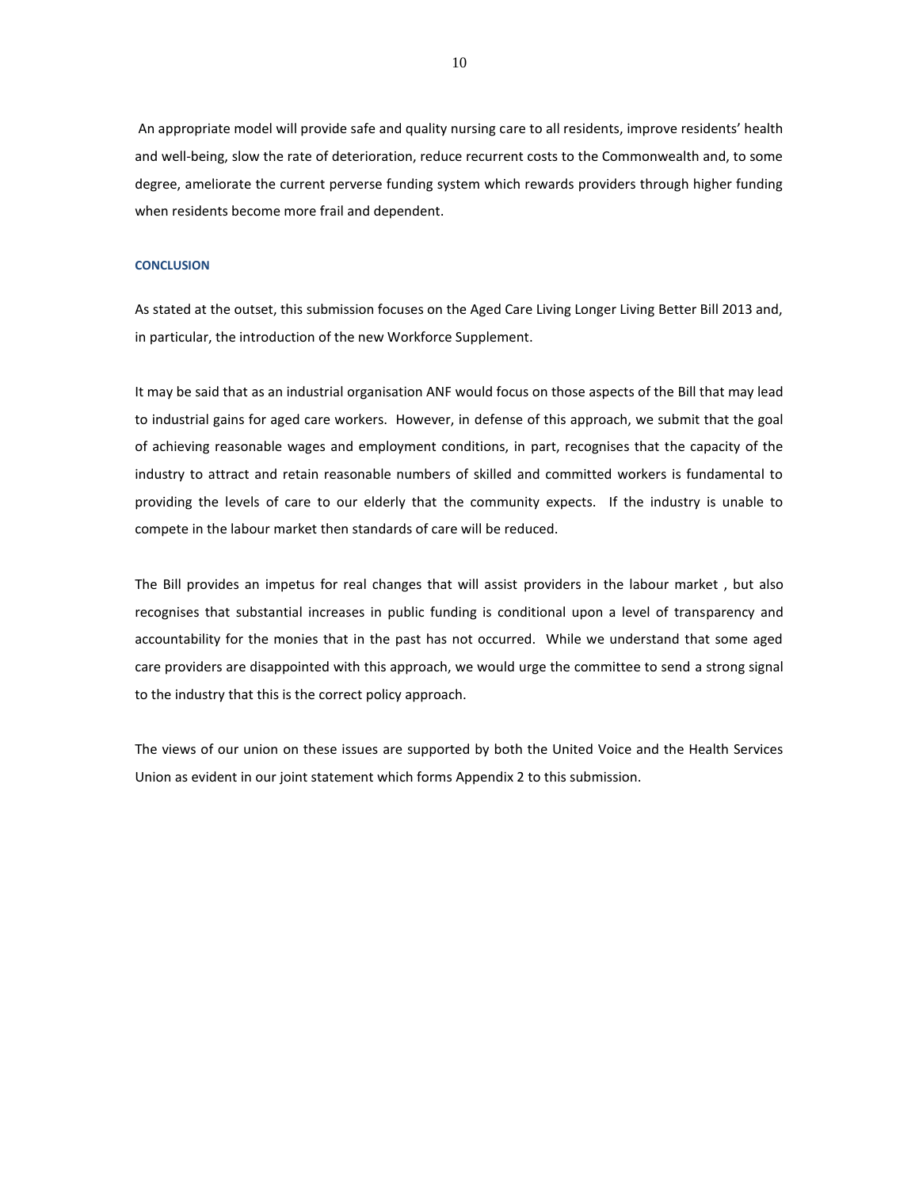An appropriate model will provide safe and quality nursing care to all residents, improve residents' health and well-being, slow the rate of deterioration, reduce recurrent costs to the Commonwealth and, to some degree, ameliorate the current perverse funding system which rewards providers through higher funding when residents become more frail and dependent.

## CONCLUSION

As stated at the outset, this submission focuses on the Aged Care Living Longer Living Better Bill 2013 and, in particular, the introduction of the new Workforce Supplement.

It may be said that as an industrial organisation ANF would focus on those aspects of the Bill that may lead to industrial gains for aged care workers. However, in defense of this approach, we submit that the goal of achieving reasonable wages and employment conditions, in part, recognises that the capacity of the industry to attract and retain reasonable numbers of skilled and committed workers is fundamental to providing the levels of care to our elderly that the community expects. If the industry is unable to compete in the labour market then standards of care will be reduced.

The Bill provides an impetus for real changes that will assist providers in the labour market , but also recognises that substantial increases in public funding is conditional upon a level of transparency and accountability for the monies that in the past has not occurred. While we understand that some aged care providers are disappointed with this approach, we would urge the committee to send a strong signal to the industry that this is the correct policy approach.

The views of our union on these issues are supported by both the United Voice and the Health Services Union as evident in our joint statement which forms Appendix 2 to this submission.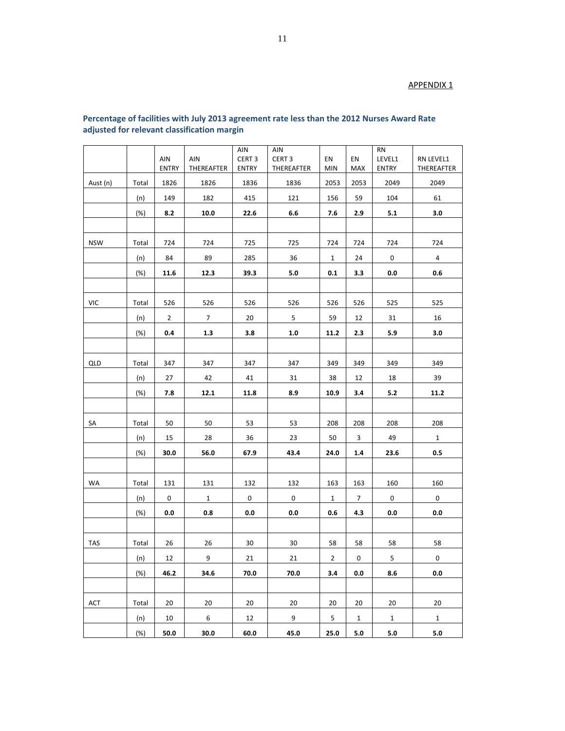APPENDIX 1

### Percentage of facilities with July 2013 agreement rate less than the 2012 Nurses Award Rate adjusted for relevant classification margin

| | | AIN ENTRY | AIN THEREAFTER | AIN CERT 3 ENTRY | AIN CERT 3 THEREAFTER | EN MIN | EN MAX | RN LEVEL1 ENTRY | RN LEVEL1 THEREAFTER |
|---|---|---|---|---|---|---|---|---|---|
| Aust (n) | Total | 1826 | 1826 | 1836 | 1836 | 2053 | 2053 | 2049 | 2049 |
| | (n) | 149 | 182 | 415 | 121 | 156 | 59 | 104 | 61 |
| | (%) | **8.2** | **10.0** | **22.6** | **6.6** | **7.6** | **2.9** | **5.1** | **3.0** |
| | | | | | | | | | |
| NSW | Total | 724 | 724 | 725 | 725 | 724 | 724 | 724 | 724 |
| | (n) | 84 | 89 | 285 | 36 | 1 | 24 | 0 | 4 |
| | (%) | **11.6** | **12.3** | **39.3** | **5.0** | **0.1** | **3.3** | **0.0** | **0.6** |
| | | | | | | | | | |
| VIC | Total | 526 | 526 | 526 | 526 | 526 | 526 | 525 | 525 |
| | (n) | 2 | 7 | 20 | 5 | 59 | 12 | 31 | 16 |
| | (%) | **0.4** | **1.3** | **3.8** | **1.0** | **11.2** | **2.3** | **5.9** | **3.0** |
| | | | | | | | | | |
| QLD | Total | 347 | 347 | 347 | 347 | 349 | 349 | 349 | 349 |
| | (n) | 27 | 42 | 41 | 31 | 38 | 12 | 18 | 39 |
| | (%) | **7.8** | **12.1** | **11.8** | **8.9** | **10.9** | **3.4** | **5.2** | **11.2** |
| | | | | | | | | | |
| SA | Total | 50 | 50 | 53 | 53 | 208 | 208 | 208 | 208 |
| | (n) | 15 | 28 | 36 | 23 | 50 | 3 | 49 | 1 |
| | (%) | **30.0** | **56.0** | **67.9** | **43.4** | **24.0** | **1.4** | **23.6** | **0.5** |
| | | | | | | | | | |
| WA | Total | 131 | 131 | 132 | 132 | 163 | 163 | 160 | 160 |
| | (n) | 0 | 1 | 0 | 0 | 1 | 7 | 0 | 0 |
| | (%) | **0.0** | **0.8** | **0.0** | **0.0** | **0.6** | **4.3** | **0.0** | **0.0** |
| | | | | | | | | | |
| TAS | Total | 26 | 26 | 30 | 30 | 58 | 58 | 58 | 58 |
| | (n) | 12 | 9 | 21 | 21 | 2 | 0 | 5 | 0 |
| | (%) | **46.2** | **34.6** | **70.0** | **70.0** | **3.4** | **0.0** | **8.6** | **0.0** |
| | | | | | | | | | |
| ACT | Total | 20 | 20 | 20 | 20 | 20 | 20 | 20 | 20 |
| | (n) | 10 | 6 | 12 | 9 | 5 | 1 | 1 | 1 |
| | (%) | **50.0** | **30.0** | **60.0** | **45.0** | **25.0** | **5.0** | **5.0** | **5.0** |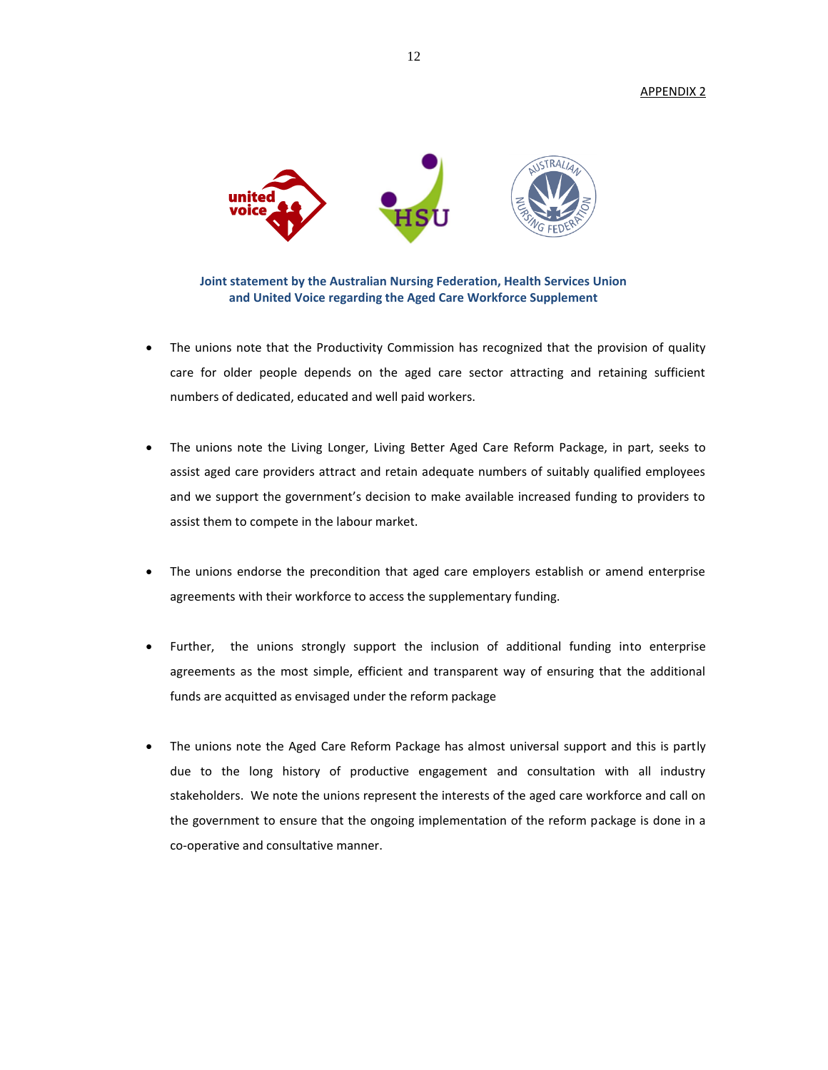APPENDIX 2

**Joint statement by the Australian Nursing Federation, Health Services Union and United Voice regarding the Aged Care Workforce Supplement**

- The unions note that the Productivity Commission has recognized that the provision of quality care for older people depends on the aged care sector attracting and retaining sufficient numbers of dedicated, educated and well paid workers.

- The unions note the Living Longer, Living Better Aged Care Reform Package, in part, seeks to assist aged care providers attract and retain adequate numbers of suitably qualified employees and we support the government's decision to make available increased funding to providers to assist them to compete in the labour market.

- The unions endorse the precondition that aged care employers establish or amend enterprise agreements with their workforce to access the supplementary funding.

- Further, the unions strongly support the inclusion of additional funding into enterprise agreements as the most simple, efficient and transparent way of ensuring that the additional funds are acquitted as envisaged under the reform package

- The unions note the Aged Care Reform Package has almost universal support and this is partly due to the long history of productive engagement and consultation with all industry stakeholders. We note the unions represent the interests of the aged care workforce and call on the government to ensure that the ongoing implementation of the reform package is done in a co-operative and consultative manner.